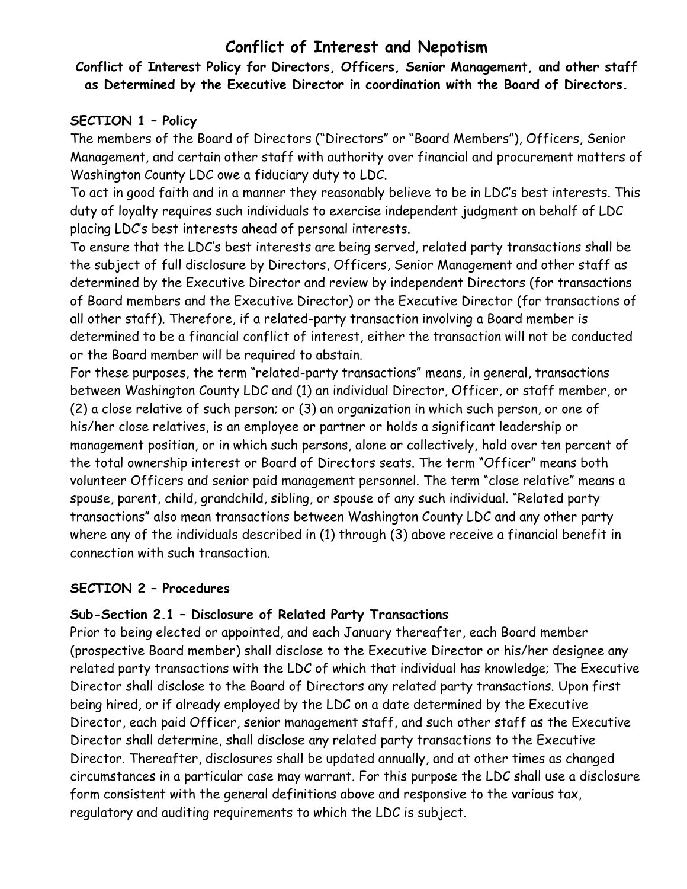# Conflict of Interest and Nepotism

**Conflict of Interest Policy for Directors, Officers, Senior Management, and other staff as Determined by the Executive Director in coordination with the Board of Directors.**

## SECTION 1 – Policy

The members of the Board of Directors ("Directors" or "Board Members"), Officers, Senior Management, and certain other staff with authority over financial and procurement matters of Washington County LDC owe a fiduciary duty to LDC.

To act in good faith and in a manner they reasonably believe to be in LDC's best interests. This duty of loyalty requires such individuals to exercise independent judgment on behalf of LDC placing LDC's best interests ahead of personal interests.

To ensure that the LDC's best interests are being served, related party transactions shall be the subject of full disclosure by Directors, Officers, Senior Management and other staff as determined by the Executive Director and review by independent Directors (for transactions of Board members and the Executive Director) or the Executive Director (for transactions of all other staff). Therefore, if a related-party transaction involving a Board member is determined to be a financial conflict of interest, either the transaction will not be conducted or the Board member will be required to abstain.

For these purposes, the term "related-party transactions" means, in general, transactions between Washington County LDC and (1) an individual Director, Officer, or staff member, or (2) a close relative of such person; or (3) an organization in which such person, or one of his/her close relatives, is an employee or partner or holds a significant leadership or management position, or in which such persons, alone or collectively, hold over ten percent of the total ownership interest or Board of Directors seats. The term "Officer" means both volunteer Officers and senior paid management personnel. The term "close relative" means a spouse, parent, child, grandchild, sibling, or spouse of any such individual. "Related party transactions" also mean transactions between Washington County LDC and any other party where any of the individuals described in (1) through (3) above receive a financial benefit in connection with such transaction.

## SECTION 2 – Procedures

### Sub-Section 2.1 – Disclosure of Related Party Transactions

Prior to being elected or appointed, and each January thereafter, each Board member (prospective Board member) shall disclose to the Executive Director or his/her designee any related party transactions with the LDC of which that individual has knowledge; The Executive Director shall disclose to the Board of Directors any related party transactions. Upon first being hired, or if already employed by the LDC on a date determined by the Executive Director, each paid Officer, senior management staff, and such other staff as the Executive Director shall determine, shall disclose any related party transactions to the Executive Director. Thereafter, disclosures shall be updated annually, and at other times as changed circumstances in a particular case may warrant. For this purpose the LDC shall use a disclosure form consistent with the general definitions above and responsive to the various tax, regulatory and auditing requirements to which the LDC is subject.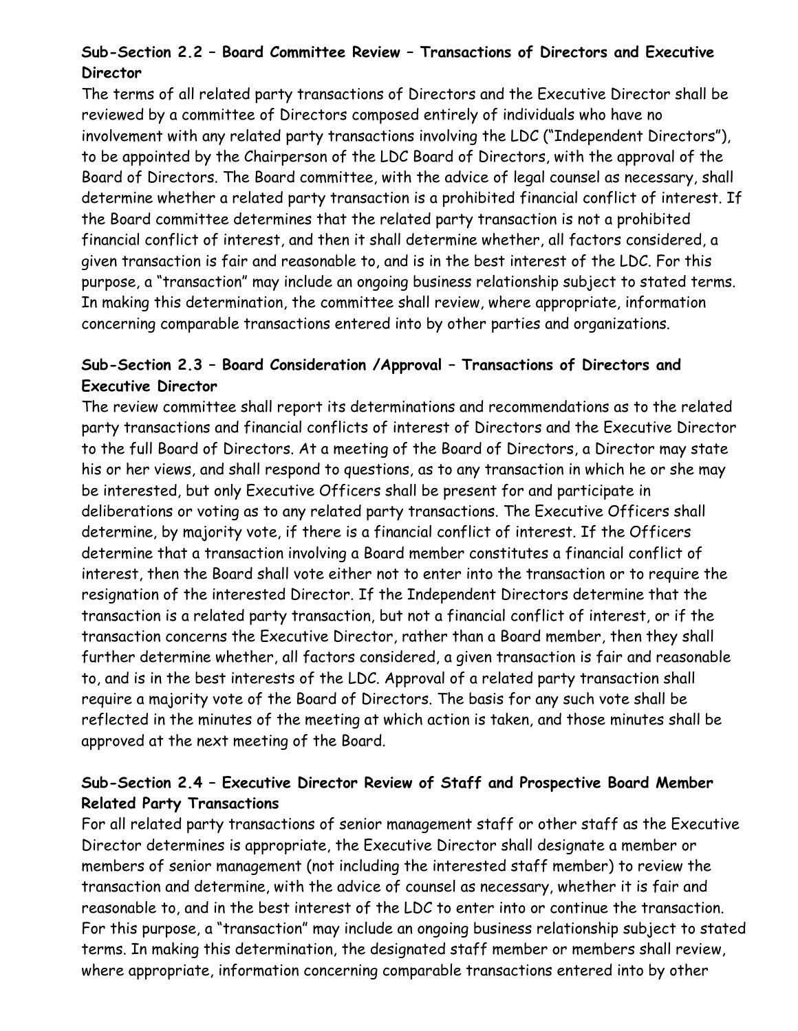**Sub-Section 2.2 – Board Committee Review – Transactions of Directors and Executive Director**

The terms of all related party transactions of Directors and the Executive Director shall be reviewed by a committee of Directors composed entirely of individuals who have no involvement with any related party transactions involving the LDC ("Independent Directors"), to be appointed by the Chairperson of the LDC Board of Directors, with the approval of the Board of Directors. The Board committee, with the advice of legal counsel as necessary, shall determine whether a related party transaction is a prohibited financial conflict of interest. If the Board committee determines that the related party transaction is not a prohibited financial conflict of interest, and then it shall determine whether, all factors considered, a given transaction is fair and reasonable to, and is in the best interest of the LDC. For this purpose, a "transaction" may include an ongoing business relationship subject to stated terms. In making this determination, the committee shall review, where appropriate, information concerning comparable transactions entered into by other parties and organizations.

**Sub-Section 2.3 – Board Consideration /Approval – Transactions of Directors and Executive Director**

The review committee shall report its determinations and recommendations as to the related party transactions and financial conflicts of interest of Directors and the Executive Director to the full Board of Directors. At a meeting of the Board of Directors, a Director may state his or her views, and shall respond to questions, as to any transaction in which he or she may be interested, but only Executive Officers shall be present for and participate in deliberations or voting as to any related party transactions. The Executive Officers shall determine, by majority vote, if there is a financial conflict of interest. If the Officers determine that a transaction involving a Board member constitutes a financial conflict of interest, then the Board shall vote either not to enter into the transaction or to require the resignation of the interested Director. If the Independent Directors determine that the transaction is a related party transaction, but not a financial conflict of interest, or if the transaction concerns the Executive Director, rather than a Board member, then they shall further determine whether, all factors considered, a given transaction is fair and reasonable to, and is in the best interests of the LDC. Approval of a related party transaction shall require a majority vote of the Board of Directors. The basis for any such vote shall be reflected in the minutes of the meeting at which action is taken, and those minutes shall be approved at the next meeting of the Board.

**Sub-Section 2.4 – Executive Director Review of Staff and Prospective Board Member Related Party Transactions**

For all related party transactions of senior management staff or other staff as the Executive Director determines is appropriate, the Executive Director shall designate a member or members of senior management (not including the interested staff member) to review the transaction and determine, with the advice of counsel as necessary, whether it is fair and reasonable to, and in the best interest of the LDC to enter into or continue the transaction. For this purpose, a "transaction" may include an ongoing business relationship subject to stated terms. In making this determination, the designated staff member or members shall review, where appropriate, information concerning comparable transactions entered into by other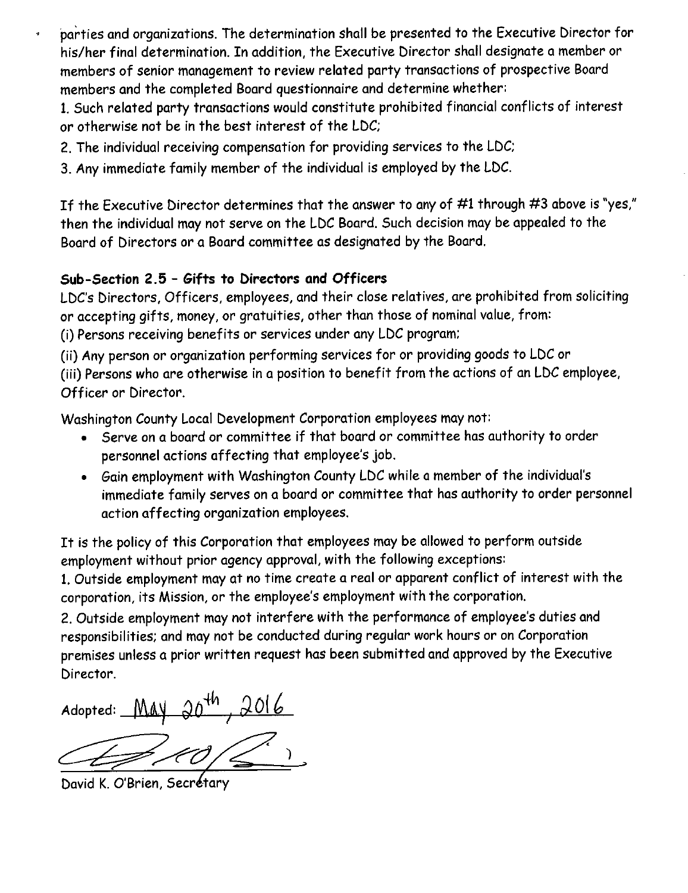parties and organizations. The determination shall be presented to the Executive Director for his/her final determination. In addition, the Executive Director shall designate a member or members of senior management to review related party transactions of prospective Board members and the completed Board questionnaire and determine whether:

1. Such related party transactions would constitute prohibited financial conflicts of interest or otherwise not be in the best interest of the LDC;
2. The individual receiving compensation for providing services to the LDC;
3. Any immediate family member of the individual is employed by the LDC.

If the Executive Director determines that the answer to any of #1 through #3 above is "yes," then the individual may not serve on the LDC Board. Such decision may be appealed to the Board of Directors or a Board committee as designated by the Board.

### Sub-Section 2.5 – Gifts to Directors and Officers

LDC's Directors, Officers, employees, and their close relatives, are prohibited from soliciting or accepting gifts, money, or gratuities, other than those of nominal value, from:

(i) Persons receiving benefits or services under any LDC program;

(ii) Any person or organization performing services for or providing goods to LDC or

(iii) Persons who are otherwise in a position to benefit from the actions of an LDC employee, Officer or Director.

Washington County Local Development Corporation employees may not:

- Serve on a board or committee if that board or committee has authority to order personnel actions affecting that employee's job.
- Gain employment with Washington County LDC while a member of the individual's immediate family serves on a board or committee that has authority to order personnel action affecting organization employees.

It is the policy of this Corporation that employees may be allowed to perform outside employment without prior agency approval, with the following exceptions:

1. Outside employment may at no time create a real or apparent conflict of interest with the corporation, its Mission, or the employee's employment with the corporation.
2. Outside employment may not interfere with the performance of employee's duties and responsibilities; and may not be conducted during regular work hours or on Corporation premises unless a prior written request has been submitted and approved by the Executive Director.

Adopted: May 20th, 2016

David K. O'Brien, Secretary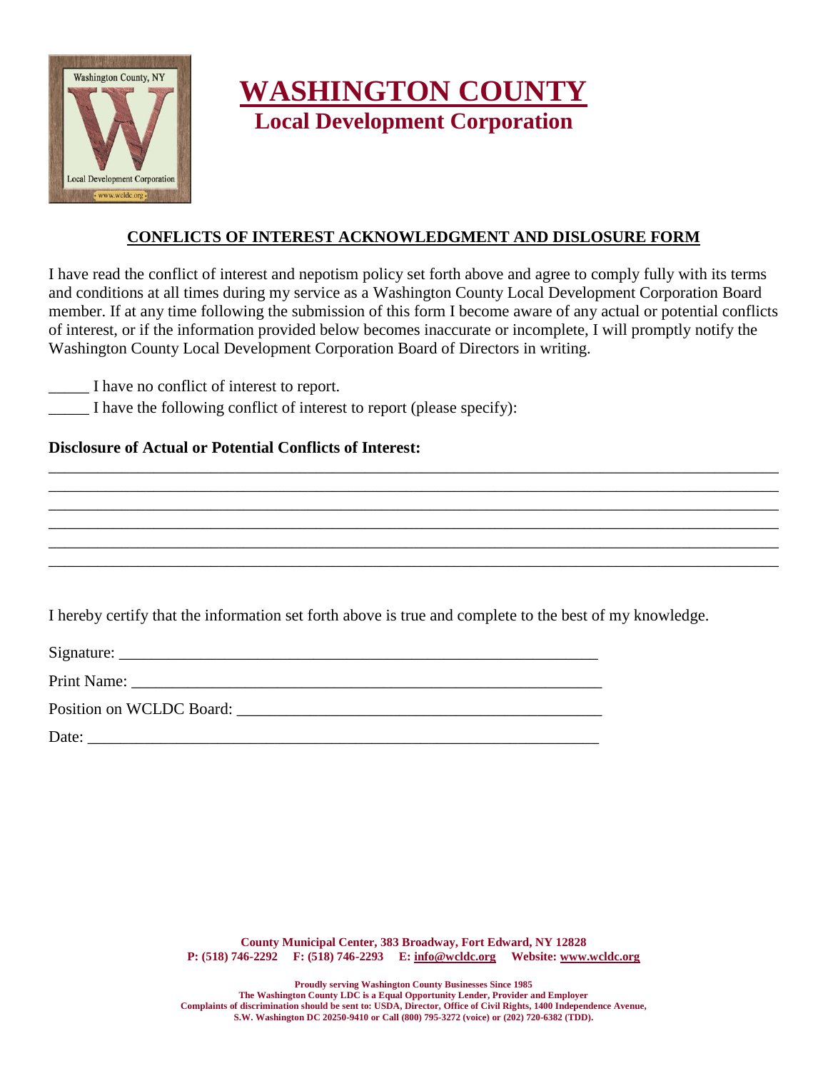# WASHINGTON COUNTY

## Local Development Corporation

**CONFLICTS OF INTEREST ACKNOWLEDGMENT AND DISLOSURE FORM**

I have read the conflict of interest and nepotism policy set forth above and agree to comply fully with its terms and conditions at all times during my service as a Washington County Local Development Corporation Board member. If at any time following the submission of this form I become aware of any actual or potential conflicts of interest, or if the information provided below becomes inaccurate or incomplete, I will promptly notify the Washington County Local Development Corporation Board of Directors in writing.

_____ I have no conflict of interest to report.

_____ I have the following conflict of interest to report (please specify):

**Disclosure of Actual or Potential Conflicts of Interest:**

________________________________________________________________________________

________________________________________________________________________________

________________________________________________________________________________

________________________________________________________________________________

________________________________________________________________________________

________________________________________________________________________________

I hereby certify that the information set forth above is true and complete to the best of my knowledge.

Signature: ________________________________________________

Print Name: _______________________________________________

Position on WCLDC Board: ___________________________________

Date: ____________________________________________________

**County Municipal Center, 383 Broadway, Fort Edward, NY 12828**
**P: (518) 746-2292 F: (518) 746-2293 E: info@wcldc.org Website: www.wcldc.org**

**Proudly serving Washington County Businesses Since 1985**
**The Washington County LDC is a Equal Opportunity Lender, Provider and Employer**
**Complaints of discrimination should be sent to: USDA, Director, Office of Civil Rights, 1400 Independence Avenue, S.W. Washington DC 20250-9410 or Call (800) 795-3272 (voice) or (202) 720-6382 (TDD).**